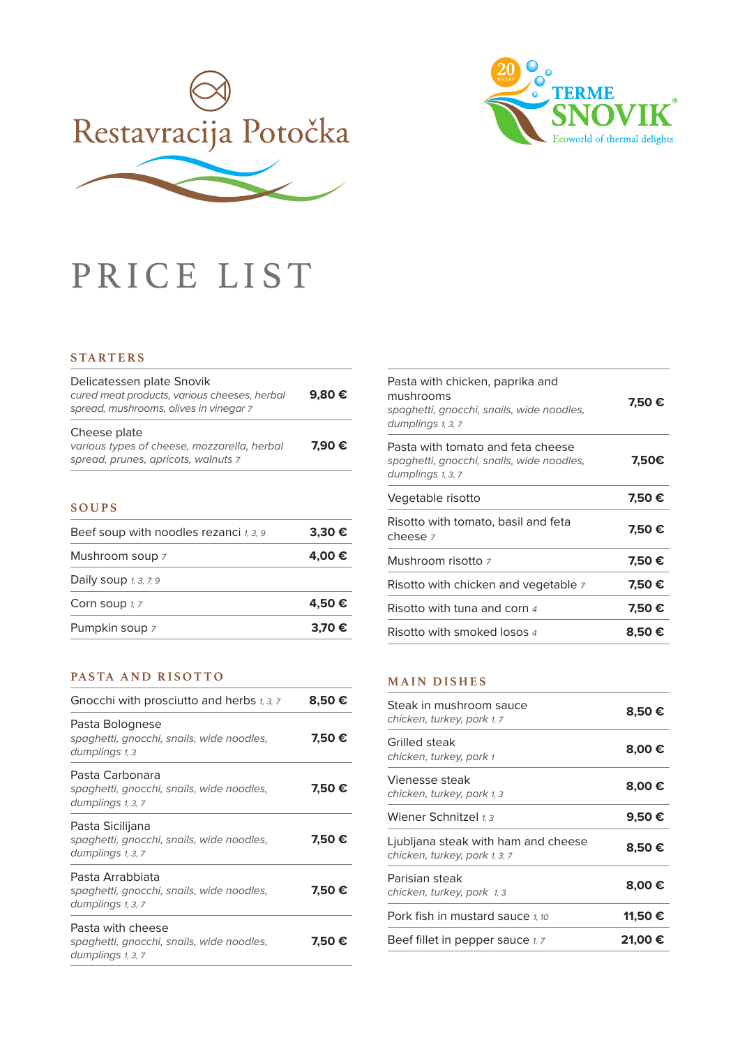Restavracija Potočka

TERME SNOVIK
Ecoworld of thermal delights

# PRICE LIST

## STARTERS

| Dish | Price |
|---|---|
| Delicatessen plate Snovik *cured meat products, various cheeses, herbal spread, mushrooms, olives in vinegar 7* | **9,80 €** |
| Cheese plate *various types of cheese, mozzarella, herbal spread, prunes, apricots, walnuts 7* | **7,90 €** |

## SOUPS

| Dish | Price |
|---|---|
| Beef soup with noodles rezanci *1, 3, 9* | **3,30 €** |
| Mushroom soup *7* | **4,00 €** |
| Daily soup *1, 3, 7, 9* | |
| Corn soup *1, 7* | **4,50 €** |
| Pumpkin soup *7* | **3,70 €** |

## PASTA AND RISOTTO

| Dish | Price |
|---|---|
| Gnocchi with prosciutto and herbs *1, 3, 7* | **8,50 €** |
| Pasta Bolognese *spaghetti, gnocchi, snails, wide noodles, dumplings 1, 3* | **7,50 €** |
| Pasta Carbonara *spaghetti, gnocchi, snails, wide noodles, dumplings 1, 3, 7* | **7,50 €** |
| Pasta Sicilijana *spaghetti, gnocchi, snails, wide noodles, dumplings 1, 3, 7* | **7,50 €** |
| Pasta Arrabbiata *spaghetti, gnocchi, snails, wide noodles, dumplings 1, 3, 7* | **7,50 €** |
| Pasta with cheese *spaghetti, gnocchi, snails, wide noodles, dumplings 1, 3, 7* | **7,50 €** |
| Pasta with chicken, paprika and mushrooms *spaghetti, gnocchi, snails, wide noodles, dumplings 1, 3, 7* | **7,50 €** |
| Pasta with tomato and feta cheese *spaghetti, gnocchi, snails, wide noodles, dumplings 1, 3, 7* | **7,50€** |
| Vegetable risotto | **7,50 €** |
| Risotto with tomato, basil and feta cheese *7* | **7,50 €** |
| Mushroom risotto *7* | **7,50 €** |
| Risotto with chicken and vegetable *7* | **7,50 €** |
| Risotto with tuna and corn *4* | **7,50 €** |
| Risotto with smoked losos *4* | **8,50 €** |

## MAIN DISHES

| Dish | Price |
|---|---|
| Steak in mushroom sauce *chicken, turkey, pork 1, 7* | **8,50 €** |
| Grilled steak *chicken, turkey, pork 1* | **8,00 €** |
| Vienesse steak *chicken, turkey, pork 1, 3* | **8,00 €** |
| Wiener Schnitzel *1, 3* | **9,50 €** |
| Ljubljana steak with ham and cheese *chicken, turkey, pork 1, 3, 7* | **8,50 €** |
| Parisian steak *chicken, turkey, pork 1, 3* | **8,00 €** |
| Pork fish in mustard sauce *1, 10* | **11,50 €** |
| Beef fillet in pepper sauce *1, 7* | **21,00 €** |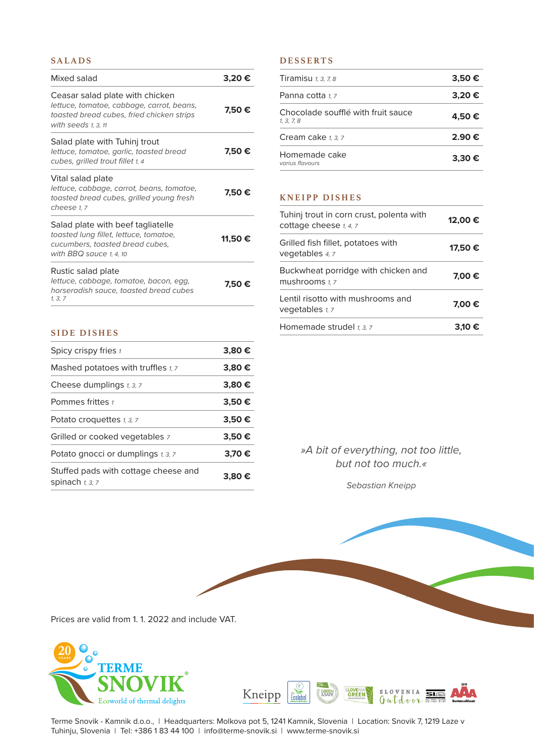## SALADS

| | |
|---|---|
| Mixed salad | 3,20 € |
| Ceasar salad plate with chicken<br>*lettuce, tomatoe, cabbage, carrot, beans, toasted bread cubes, fried chicken strips with seeds 1, 3, 11* | 7,50 € |
| Salad plate with Tuhinj trout<br>*lettuce, tomatoe, garlic, toasted bread cubes, grilled trout fillet 1, 4* | 7,50 € |
| Vital salad plate<br>*lettuce, cabbage, carrot, beans, tomatoe, toasted bread cubes, grilled young fresh cheese 1, 7* | 7,50 € |
| Salad plate with beef tagliatelle<br>*toasted lung fillet, lettuce, tomatoe, cucumbers, toasted bread cubes, with BBQ sauce 1, 4, 10* | 11,50 € |
| Rustic salad plate<br>*lettuce, cabbage, tomatoe, bacon, egg, horseradish sauce, toasted bread cubes 1, 3, 7* | 7,50 € |

## SIDE DISHES

| | |
|---|---|
| Spicy crispy fries *1* | 3,80 € |
| Mashed potatoes with truffles *1, 7* | 3,80 € |
| Cheese dumplings *1, 3, 7* | 3,80 € |
| Pommes frittes *1* | 3,50 € |
| Potato croquettes *1, 3, 7* | 3,50 € |
| Grilled or cooked vegetables *7* | 3,50 € |
| Potato gnocci or dumplings *1, 3, 7* | 3,70 € |
| Stuffed pads with cottage cheese and spinach *1, 3, 7* | 3,80 € |

## DESSERTS

| | |
|---|---|
| Tiramisu *1, 3, 7, 8* | 3,50 € |
| Panna cotta *1, 7* | 3,20 € |
| Chocolade soufflé with fruit sauce *1, 3, 7, 8* | 4,50 € |
| Cream cake *1, 3, 7* | 2.90 € |
| Homemade cake<br>*varius flavours* | 3,30 € |

## KNEIPP DISHES

| | |
|---|---|
| Tuhinj trout in corn crust, polenta with cottage cheese *1, 4, 7* | 12,00 € |
| Grilled fish fillet, potatoes with vegetables *4, 7* | 17,50 € |
| Buckwheat porridge with chicken and mushrooms *1, 7* | 7,00 € |
| Lentil risotto with mushrooms and vegetables *1, 7* | 7,00 € |
| Homemade strudel *1, 3, 7* | 3,10 € |

*»A bit of everything, not too little, but not too much.«*

*Sebastian Kneipp*

Prices are valid from 1. 1. 2022 and include VAT.

Terme Snovik - Kamnik d.o.o., | Headquarters: Molkova pot 5, 1241 Kamnik, Slovenia | Location: Snovik 7, 1219 Laze v Tuhinju, Slovenia | Tel: +386 1 83 44 100 | info@terme-snovik.si | www.terme-snovik.si